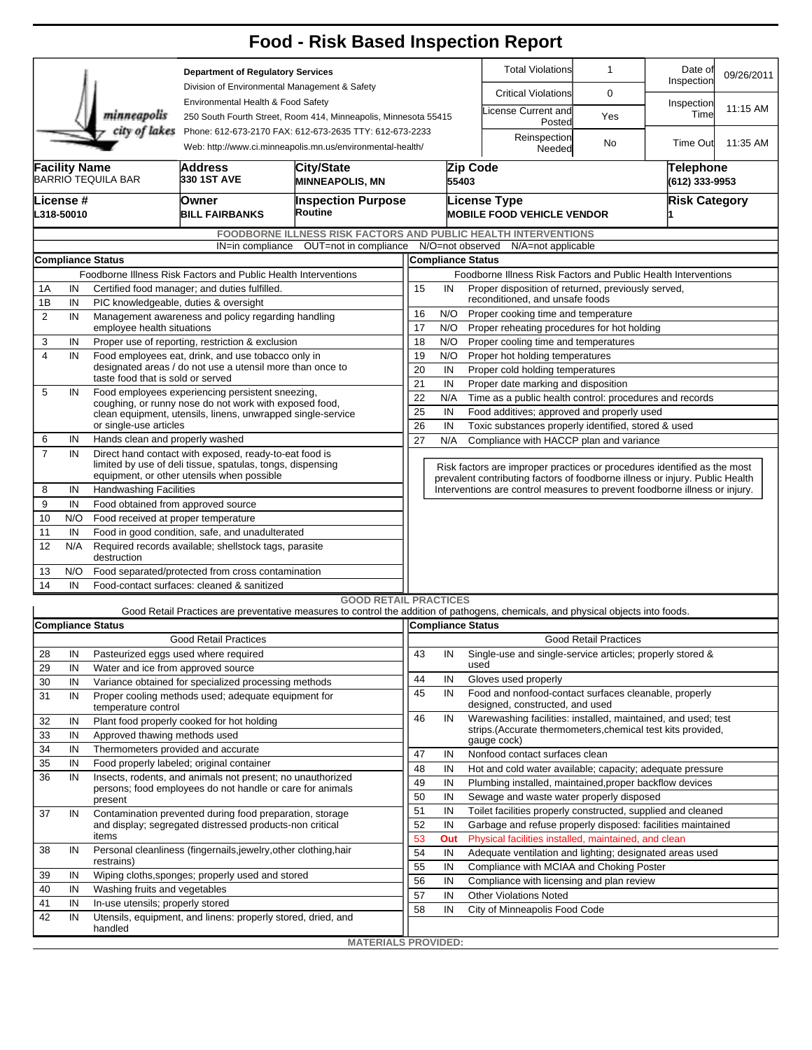# Food - Risk Based Inspection Report

minneapolis city of lakes

**Department of Regulatory Services**
Division of Environmental Management & Safety
Environmental Health & Food Safety
250 South Fourth Street, Room 414, Minneapolis, Minnesota 55415
Phone: 612-673-2170 FAX: 612-673-2635 TTY: 612-673-2233
Web: http://www.ci.minneapolis.mn.us/environmental-health/

| | | | |
|---|---|---|---|
| Total Violations | 1 | Date of Inspection | 09/26/2011 |
| Critical Violations | 0 | Inspection Time | 11:15 AM |
| License Current and Posted | Yes | | |
| Reinspection Needed | No | Time Out | 11:35 AM |

| Facility Name | Address | City/State | Zip Code | Telephone |
|---|---|---|---|---|
| BARRIO TEQUILA BAR | 330 1ST AVE | MINNEAPOLIS, MN | 55403 | (612) 333-9953 |

| License # | Owner | Inspection Purpose | License Type | Risk Category |
|---|---|---|---|---|
| L318-50010 | BILL FAIRBANKS | Routine | MOBILE FOOD VEHICLE VENDOR | 1 |

## FOODBORNE ILLNESS RISK FACTORS AND PUBLIC HEALTH INTERVENTIONS

IN=in compliance OUT=not in compliance N/O=not observed N/A=not applicable

**Compliance Status** — Foodborne Illness Risk Factors and Public Health Interventions

| # | Status | Item |
|---|---|---|
| 1A | IN | Certified food manager; and duties fulfilled. |
| 1B | IN | PIC knowledgeable, duties & oversight |
| 2 | IN | Management awareness and policy regarding handling employee health situations |
| 3 | IN | Proper use of reporting, restriction & exclusion |
| 4 | IN | Food employees eat, drink, and use tobacco only in designated areas / do not use a utensil more than once to taste food that is sold or served |
| 5 | IN | Food employees experiencing persistent sneezing, coughing, or runny nose do not work with exposed food, clean equipment, utensils, linens, unwrapped single-service or single-use articles |
| 6 | IN | Hands clean and properly washed |
| 7 | IN | Direct hand contact with exposed, ready-to-eat food is limited by use of deli tissue, spatulas, tongs, dispensing equipment, or other utensils when possible |
| 8 | IN | Handwashing Facilities |
| 9 | IN | Food obtained from approved source |
| 10 | N/O | Food received at proper temperature |
| 11 | IN | Food in good condition, safe, and unadulterated |
| 12 | N/A | Required records available; shellstock tags, parasite destruction |
| 13 | N/O | Food separated/protected from cross contamination |
| 14 | IN | Food-contact surfaces: cleaned & sanitized |
| 15 | IN | Proper disposition of returned, previously served, reconditioned, and unsafe foods |
| 16 | N/O | Proper cooking time and temperature |
| 17 | N/O | Proper reheating procedures for hot holding |
| 18 | N/O | Proper cooling time and temperatures |
| 19 | N/O | Proper hot holding temperatures |
| 20 | IN | Proper cold holding temperatures |
| 21 | IN | Proper date marking and disposition |
| 22 | N/A | Time as a public health control: procedures and records |
| 25 | IN | Food additives; approved and properly used |
| 26 | IN | Toxic substances properly identified, stored & used |
| 27 | N/A | Compliance with HACCP plan and variance |

Risk factors are improper practices or procedures identified as the most prevalent contributing factors of foodborne illness or injury. Public Health Interventions are control measures to prevent foodborne illness or injury.

## GOOD RETAIL PRACTICES

Good Retail Practices are preventative measures to control the addition of pathogens, chemicals, and physical objects into foods.

**Compliance Status** — Good Retail Practices

| # | Status | Item |
|---|---|---|
| 28 | IN | Pasteurized eggs used where required |
| 29 | IN | Water and ice from approved source |
| 30 | IN | Variance obtained for specialized processing methods |
| 31 | IN | Proper cooling methods used; adequate equipment for temperature control |
| 32 | IN | Plant food properly cooked for hot holding |
| 33 | IN | Approved thawing methods used |
| 34 | IN | Thermometers provided and accurate |
| 35 | IN | Food properly labeled; original container |
| 36 | IN | Insects, rodents, and animals not present; no unauthorized persons; food employees do not handle or care for animals present |
| 37 | IN | Contamination prevented during food preparation, storage and display; segregated distressed products-non critical items |
| 38 | IN | Personal cleanliness (fingernails,jewelry,other clothing,hair restrains) |
| 39 | IN | Wiping cloths,sponges; properly used and stored |
| 40 | IN | Washing fruits and vegetables |
| 41 | IN | In-use utensils; properly stored |
| 42 | IN | Utensils, equipment, and linens: properly stored, dried, and handled |
| 43 | IN | Single-use and single-service articles; properly stored & used |
| 44 | IN | Gloves used properly |
| 45 | IN | Food and nonfood-contact surfaces cleanable, properly designed, constructed, and used |
| 46 | IN | Warewashing facilities: installed, maintained, and used; test strips.(Accurate thermometers,chemical test kits provided, gauge cock) |
| 47 | IN | Nonfood contact surfaces clean |
| 48 | IN | Hot and cold water available; capacity; adequate pressure |
| 49 | IN | Plumbing installed, maintained,proper backflow devices |
| 50 | IN | Sewage and waste water properly disposed |
| 51 | IN | Toilet facilities properly constructed, supplied and cleaned |
| 52 | IN | Garbage and refuse properly disposed: facilities maintained |
| 53 | Out | Physical facilities installed, maintained, and clean |
| 54 | IN | Adequate ventilation and lighting; designated areas used |
| 55 | IN | Compliance with MCIAA and Choking Poster |
| 56 | IN | Compliance with licensing and plan review |
| 57 | IN | Other Violations Noted |
| 58 | IN | City of Minneapolis Food Code |

**MATERIALS PROVIDED:**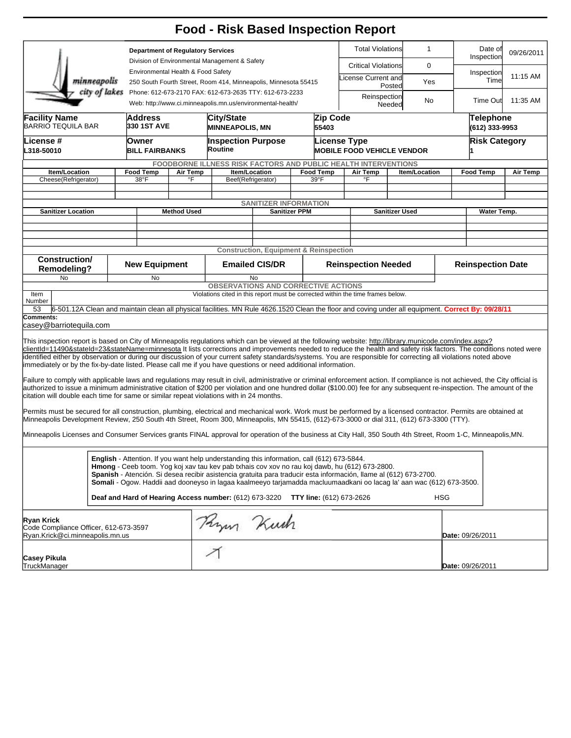# Food - Risk Based Inspection Report

**Department of Regulatory Services**
Division of Environmental Management & Safety
Environmental Health & Food Safety
250 South Fourth Street, Room 414, Minneapolis, Minnesota 55415
Phone: 612-673-2170 FAX: 612-673-2635 TTY: 612-673-2233
Web: http://www.ci.minneapolis.mn.us/environmental-health/

| | | | |
|---|---|---|---|
| Total Violations | 1 | Date of Inspection | 09/26/2011 |
| Critical Violations | 0 | Inspection Time | 11:15 AM |
| License Current and Posted | Yes | | |
| Reinspection Needed | No | Time Out | 11:35 AM |

| Facility Name | Address | City/State | Zip Code | Telephone |
|---|---|---|---|---|
| BARRIO TEQUILA BAR | 330 1ST AVE | MINNEAPOLIS, MN | 55403 | (612) 333-9953 |

| License # | Owner | Inspection Purpose | License Type | Risk Category |
|---|---|---|---|---|
| L318-50010 | BILL FAIRBANKS | Routine | MOBILE FOOD VEHICLE VENDOR | 1 |

**FOODBORNE ILLNESS RISK FACTORS AND PUBLIC HEALTH INTERVENTIONS**

| Item/Location | Food Temp | Air Temp | Item/Location | Food Temp | Air Temp | Item/Location | Food Temp | Air Temp |
|---|---|---|---|---|---|---|---|---|
| Cheese(Refrigerator) | 38°F | °F | Beef(Refrigerator) | 39°F | °F | | | |

**SANITIZER INFORMATION**

| Sanitizer Location | Method Used | Sanitizer PPM | Sanitizer Used | Water Temp. |
|---|---|---|---|---|
| | | | | |

**Construction, Equipment & Reinspection**

| Construction/ Remodeling? | New Equipment | Emailed CIS/DR | Reinspection Needed | Reinspection Date |
|---|---|---|---|---|
| No | No | No | | |

**OBSERVATIONS AND CORRECTIVE ACTIONS**

| Item Number | Violations cited in this report must be corrected within the time frames below. |
|---|---|
| 53 | 6-501.12A Clean and maintain clean all physical facilities. MN Rule 4626.1520 Clean the floor and coving under all equipment. **Correct By: 09/28/11** |

**Comments:**
casey@barriotequila.com

This inspection report is based on City of Minneapolis regulations which can be viewed at the following website: http://library.municode.com/index.aspx?clientId=11490&stateId=23&stateName=minnesota It lists corrections and improvements needed to reduce the health and safety risk factors. The conditions noted were identified either by observation or during our discussion of your current safety standards/systems. You are responsible for correcting all violations noted above immediately or by the fix-by-date listed. Please call me if you have questions or need additional information.

Failure to comply with applicable laws and regulations may result in civil, administrative or criminal enforcement action. If compliance is not achieved, the City official is authorized to issue a minimum administrative citation of $200 per violation and one hundred dollar ($100.00) fee for any subsequent re-inspection. The amount of the citation will double each time for same or similar repeat violations with in 24 months.

Permits must be secured for all construction, plumbing, electrical and mechanical work. Work must be performed by a licensed contractor. Permits are obtained at Minneapolis Development Review, 250 South 4th Street, Room 300, Minneapolis, MN 55415, (612)-673-3000 or dial 311, (612) 673-3300 (TTY).

Minneapolis Licenses and Consumer Services grants FINAL approval for operation of the business at City Hall, 350 South 4th Street, Room 1-C, Minneapolis,MN.

**English** - Attention. If you want help understanding this information, call (612) 673-5844.
**Hmong** - Ceeb toom. Yog koj xav tau kev pab txhais cov xov no rau koj dawb, hu (612) 673-2800.
**Spanish** - Atención. Si desea recibir asistencia gratuita para traducir esta información, llame al (612) 673-2700.
**Somali** - Ogow. Haddii aad dooneyso in lagaa kaalmeeyo tarjamadda macluumaadkani oo lacag la' aan wac (612) 673-3500.

**Deaf and Hard of Hearing Access number:** (612) 673-3220 **TTY line:** (612) 673-2626 HSG

**Ryan Krick**
Code Compliance Officer, 612-673-3597
Ryan.Krick@ci.minneapolis.mn.us
**Date:** 09/26/2011

**Casey Pikula**
TruckManager
**Date:** 09/26/2011